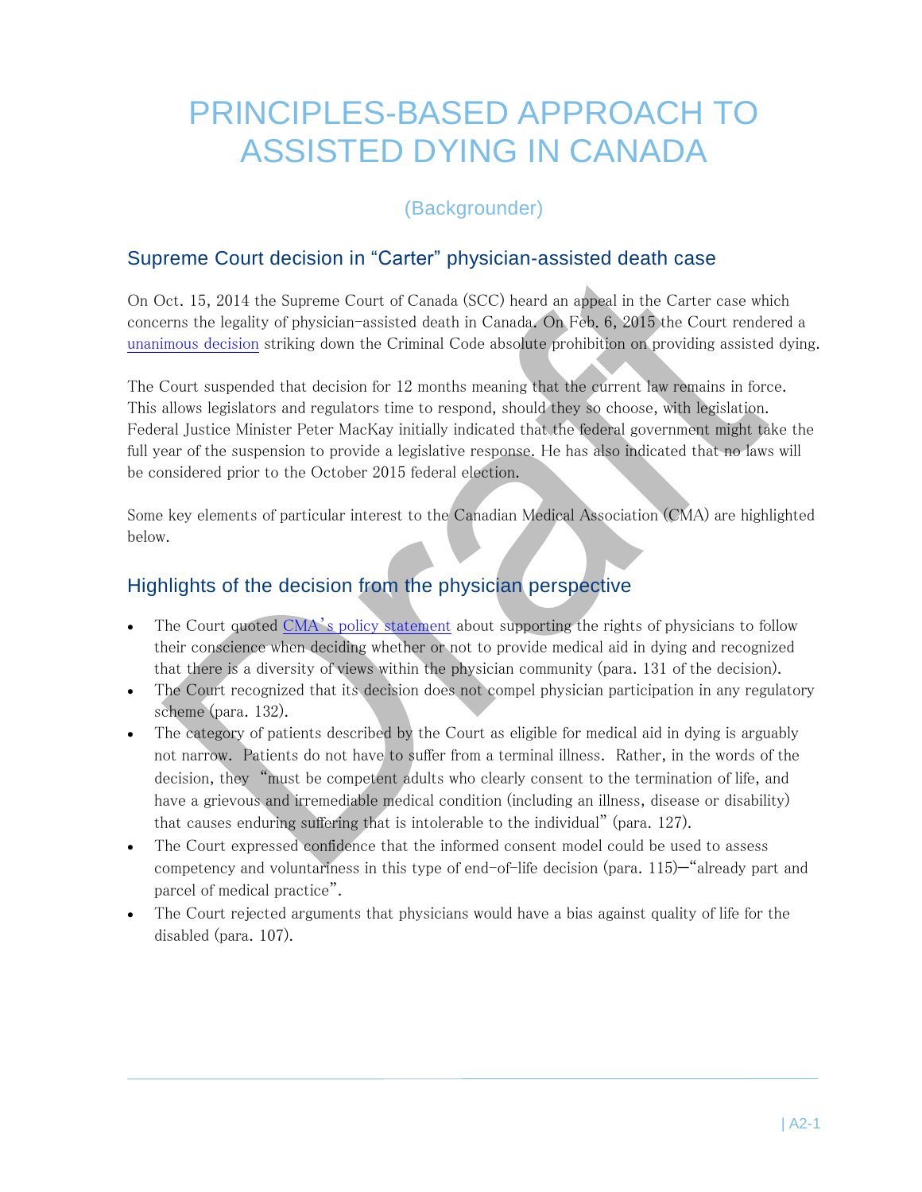# PRINCIPLES-BASED APPROACH TO ASSISTED DYING IN CANADA

(Backgrounder)

## Supreme Court decision in "Carter" physician-assisted death case

On Oct. 15, 2014 the Supreme Court of Canada (SCC) heard an appeal in the Carter case which concerns the legality of physician-assisted death in Canada. On Feb. 6, 2015 the Court rendered a unanimous decision striking down the Criminal Code absolute prohibition on providing assisted dying.

The Court suspended that decision for 12 months meaning that the current law remains in force. This allows legislators and regulators time to respond, should they so choose, with legislation. Federal Justice Minister Peter MacKay initially indicated that the federal government might take the full year of the suspension to provide a legislative response. He has also indicated that no laws will be considered prior to the October 2015 federal election.

Some key elements of particular interest to the Canadian Medical Association (CMA) are highlighted below.

## Highlights of the decision from the physician perspective

- The Court quoted CMA's policy statement about supporting the rights of physicians to follow their conscience when deciding whether or not to provide medical aid in dying and recognized that there is a diversity of views within the physician community (para. 131 of the decision).
- The Court recognized that its decision does not compel physician participation in any regulatory scheme (para. 132).
- The category of patients described by the Court as eligible for medical aid in dying is arguably not narrow. Patients do not have to suffer from a terminal illness. Rather, in the words of the decision, they "must be competent adults who clearly consent to the termination of life, and have a grievous and irremediable medical condition (including an illness, disease or disability) that causes enduring suffering that is intolerable to the individual" (para. 127).
- The Court expressed confidence that the informed consent model could be used to assess competency and voluntariness in this type of end-of-life decision (para. 115)—"already part and parcel of medical practice".
- The Court rejected arguments that physicians would have a bias against quality of life for the disabled (para. 107).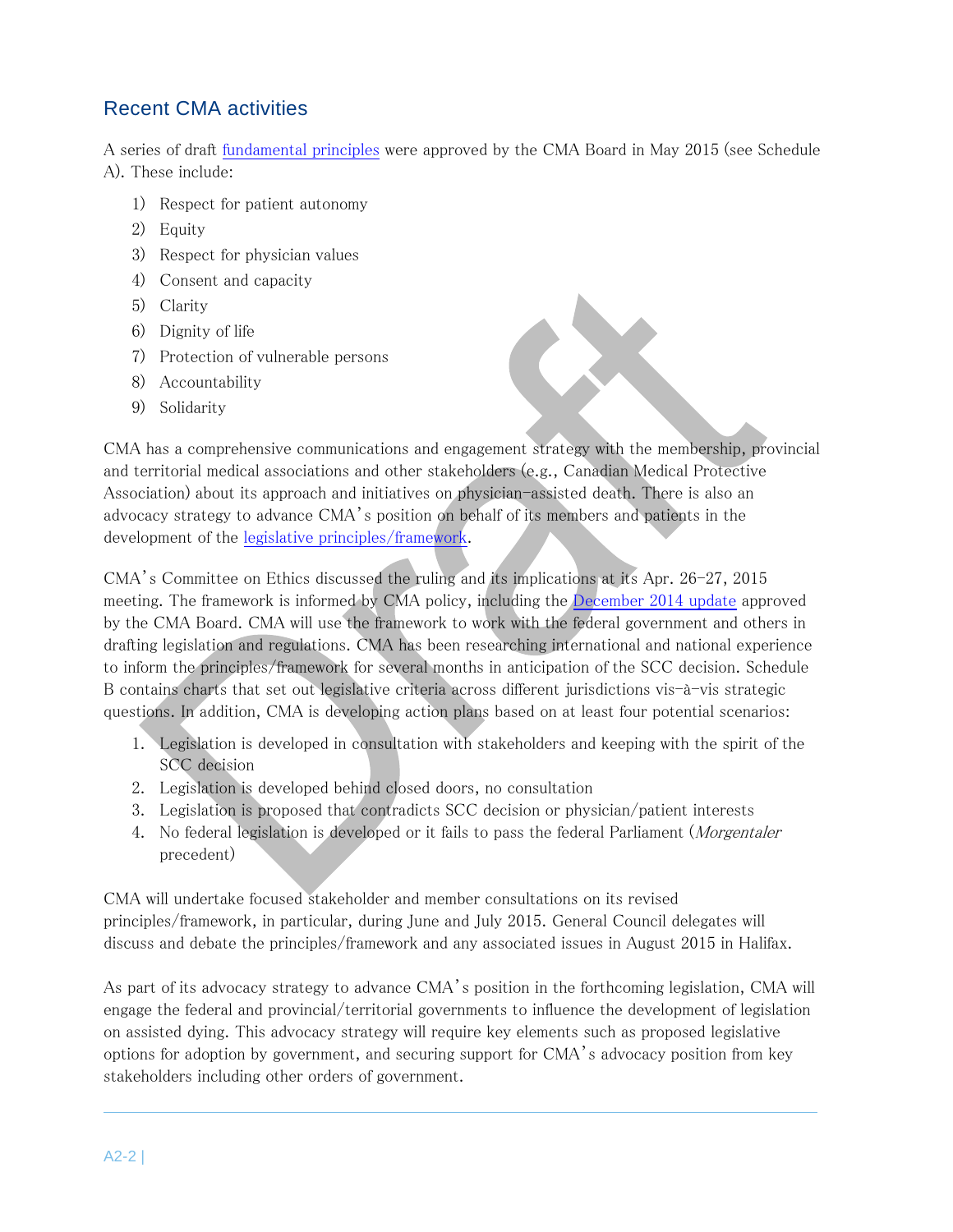## Recent CMA activities

A series of draft fundamental principles were approved by the CMA Board in May 2015 (see Schedule A). These include:

1) Respect for patient autonomy
2) Equity
3) Respect for physician values
4) Consent and capacity
5) Clarity
6) Dignity of life
7) Protection of vulnerable persons
8) Accountability
9) Solidarity

CMA has a comprehensive communications and engagement strategy with the membership, provincial and territorial medical associations and other stakeholders (e.g., Canadian Medical Protective Association) about its approach and initiatives on physician-assisted death. There is also an advocacy strategy to advance CMA's position on behalf of its members and patients in the development of the legislative principles/framework.

CMA's Committee on Ethics discussed the ruling and its implications at its Apr. 26-27, 2015 meeting. The framework is informed by CMA policy, including the December 2014 update approved by the CMA Board. CMA will use the framework to work with the federal government and others in drafting legislation and regulations. CMA has been researching international and national experience to inform the principles/framework for several months in anticipation of the SCC decision. Schedule B contains charts that set out legislative criteria across different jurisdictions vis-à-vis strategic questions. In addition, CMA is developing action plans based on at least four potential scenarios:

1. Legislation is developed in consultation with stakeholders and keeping with the spirit of the SCC decision
2. Legislation is developed behind closed doors, no consultation
3. Legislation is proposed that contradicts SCC decision or physician/patient interests
4. No federal legislation is developed or it fails to pass the federal Parliament (*Morgentaler* precedent)

CMA will undertake focused stakeholder and member consultations on its revised principles/framework, in particular, during June and July 2015. General Council delegates will discuss and debate the principles/framework and any associated issues in August 2015 in Halifax.

As part of its advocacy strategy to advance CMA's position in the forthcoming legislation, CMA will engage the federal and provincial/territorial governments to influence the development of legislation on assisted dying. This advocacy strategy will require key elements such as proposed legislative options for adoption by government, and securing support for CMA's advocacy position from key stakeholders including other orders of government.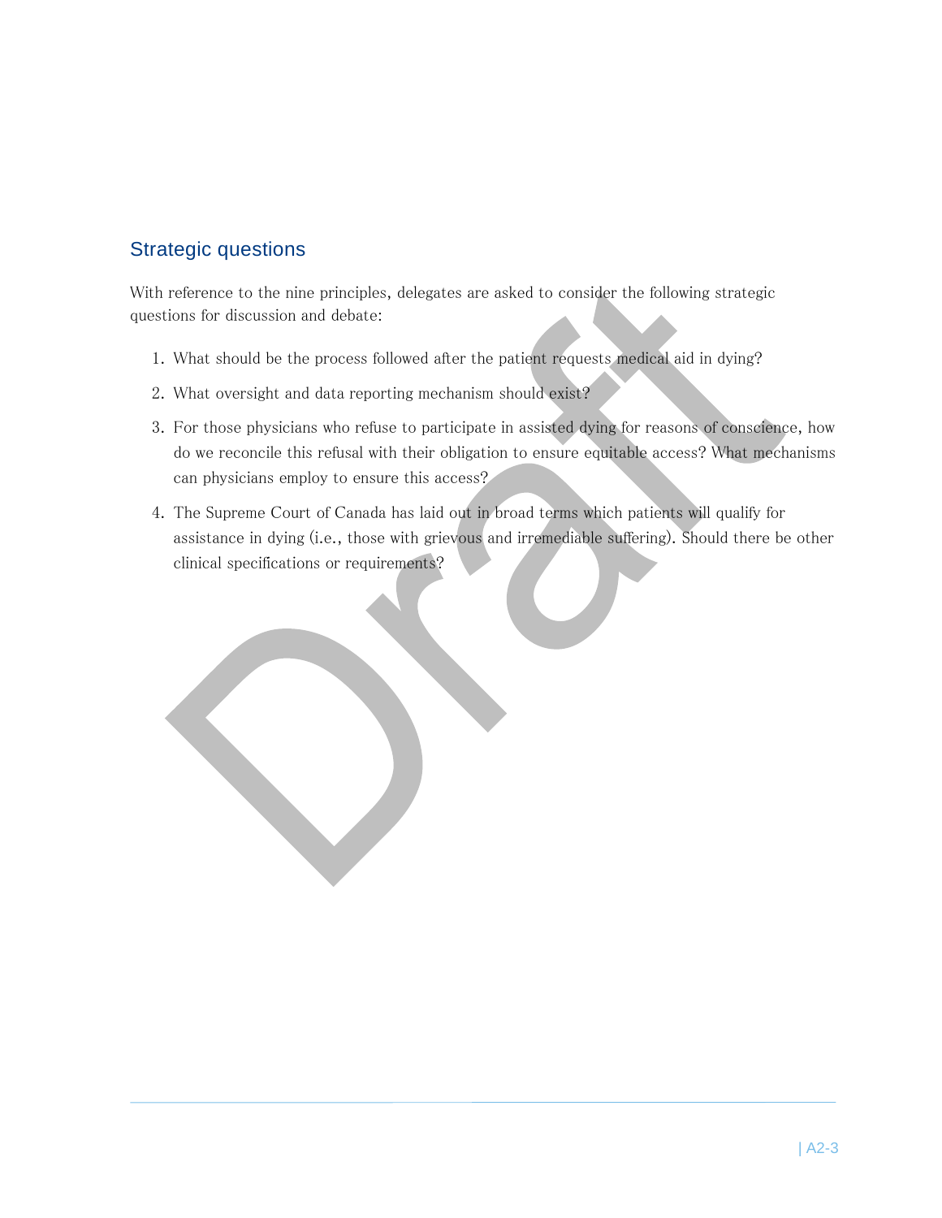## Strategic questions

With reference to the nine principles, delegates are asked to consider the following strategic questions for discussion and debate:

1. What should be the process followed after the patient requests medical aid in dying?
2. What oversight and data reporting mechanism should exist?
3. For those physicians who refuse to participate in assisted dying for reasons of conscience, how do we reconcile this refusal with their obligation to ensure equitable access? What mechanisms can physicians employ to ensure this access?
4. The Supreme Court of Canada has laid out in broad terms which patients will qualify for assistance in dying (i.e., those with grievous and irremediable suffering). Should there be other clinical specifications or requirements?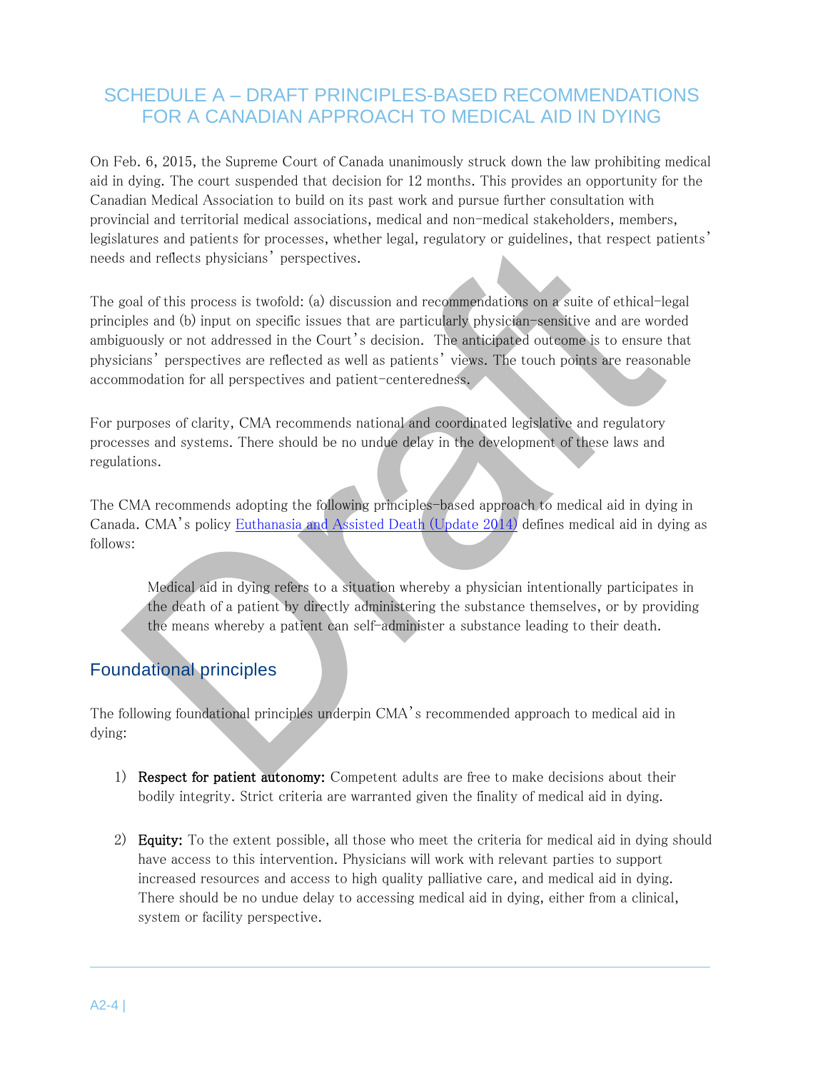## SCHEDULE A – DRAFT PRINCIPLES-BASED RECOMMENDATIONS FOR A CANADIAN APPROACH TO MEDICAL AID IN DYING

On Feb. 6, 2015, the Supreme Court of Canada unanimously struck down the law prohibiting medical aid in dying. The court suspended that decision for 12 months. This provides an opportunity for the Canadian Medical Association to build on its past work and pursue further consultation with provincial and territorial medical associations, medical and non-medical stakeholders, members, legislatures and patients for processes, whether legal, regulatory or guidelines, that respect patients' needs and reflects physicians' perspectives.

The goal of this process is twofold: (a) discussion and recommendations on a suite of ethical-legal principles and (b) input on specific issues that are particularly physician-sensitive and are worded ambiguously or not addressed in the Court's decision. The anticipated outcome is to ensure that physicians' perspectives are reflected as well as patients' views. The touch points are reasonable accommodation for all perspectives and patient-centeredness.

For purposes of clarity, CMA recommends national and coordinated legislative and regulatory processes and systems. There should be no undue delay in the development of these laws and regulations.

The CMA recommends adopting the following principles-based approach to medical aid in dying in Canada. CMA's policy Euthanasia and Assisted Death (Update 2014) defines medical aid in dying as follows:

> Medical aid in dying refers to a situation whereby a physician intentionally participates in the death of a patient by directly administering the substance themselves, or by providing the means whereby a patient can self-administer a substance leading to their death.

### Foundational principles

The following foundational principles underpin CMA's recommended approach to medical aid in dying:

1) **Respect for patient autonomy:** Competent adults are free to make decisions about their bodily integrity. Strict criteria are warranted given the finality of medical aid in dying.

2) **Equity:** To the extent possible, all those who meet the criteria for medical aid in dying should have access to this intervention. Physicians will work with relevant parties to support increased resources and access to high quality palliative care, and medical aid in dying. There should be no undue delay to accessing medical aid in dying, either from a clinical, system or facility perspective.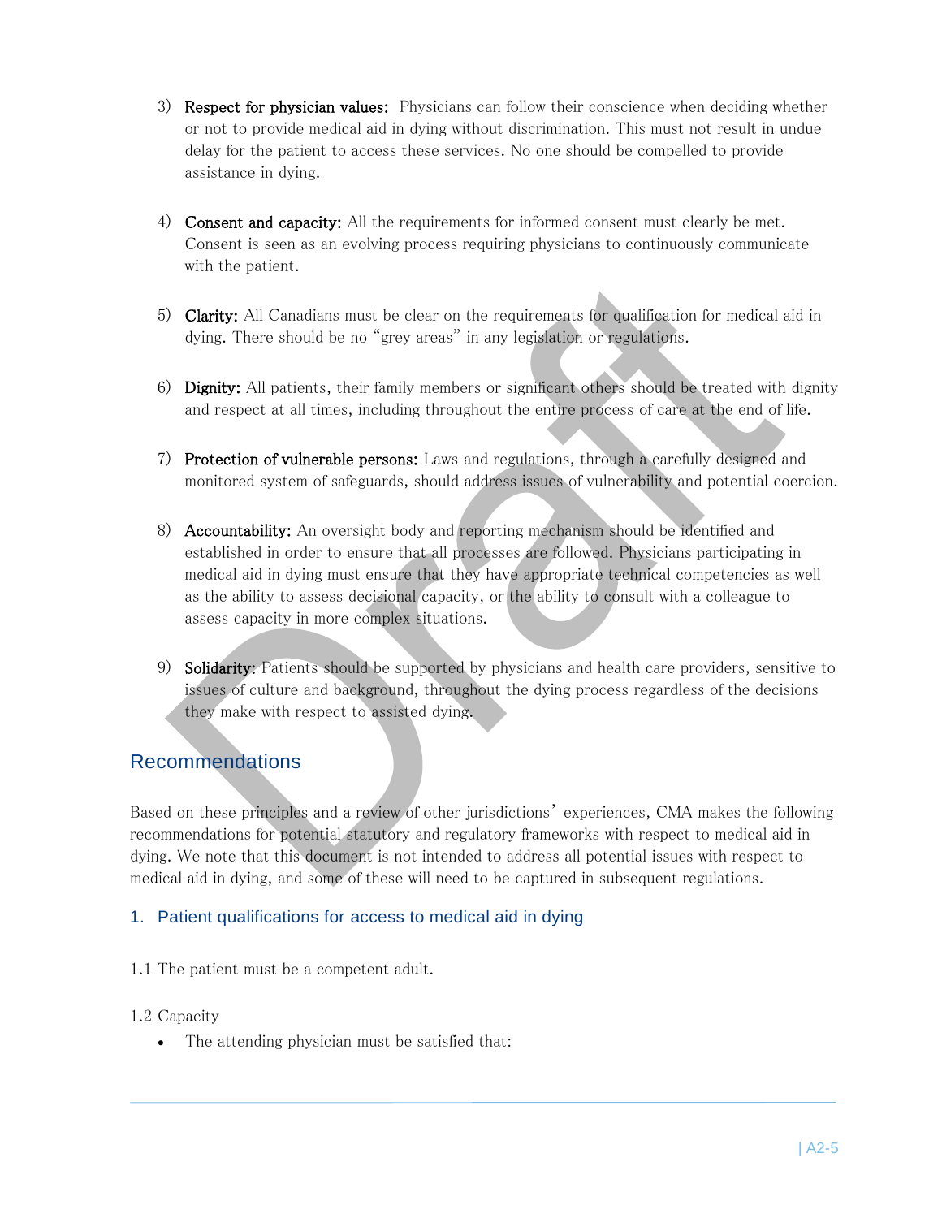3) **Respect for physician values:** Physicians can follow their conscience when deciding whether or not to provide medical aid in dying without discrimination. This must not result in undue delay for the patient to access these services. No one should be compelled to provide assistance in dying.

4) **Consent and capacity:** All the requirements for informed consent must clearly be met. Consent is seen as an evolving process requiring physicians to continuously communicate with the patient.

5) **Clarity:** All Canadians must be clear on the requirements for qualification for medical aid in dying. There should be no "grey areas" in any legislation or regulations.

6) **Dignity:** All patients, their family members or significant others should be treated with dignity and respect at all times, including throughout the entire process of care at the end of life.

7) **Protection of vulnerable persons:** Laws and regulations, through a carefully designed and monitored system of safeguards, should address issues of vulnerability and potential coercion.

8) **Accountability:** An oversight body and reporting mechanism should be identified and established in order to ensure that all processes are followed. Physicians participating in medical aid in dying must ensure that they have appropriate technical competencies as well as the ability to assess decisional capacity, or the ability to consult with a colleague to assess capacity in more complex situations.

9) **Solidarity:** Patients should be supported by physicians and health care providers, sensitive to issues of culture and background, throughout the dying process regardless of the decisions they make with respect to assisted dying.

## Recommendations

Based on these principles and a review of other jurisdictions' experiences, CMA makes the following recommendations for potential statutory and regulatory frameworks with respect to medical aid in dying. We note that this document is not intended to address all potential issues with respect to medical aid in dying, and some of these will need to be captured in subsequent regulations.

### 1. Patient qualifications for access to medical aid in dying

1.1 The patient must be a competent adult.

1.2 Capacity

- The attending physician must be satisfied that: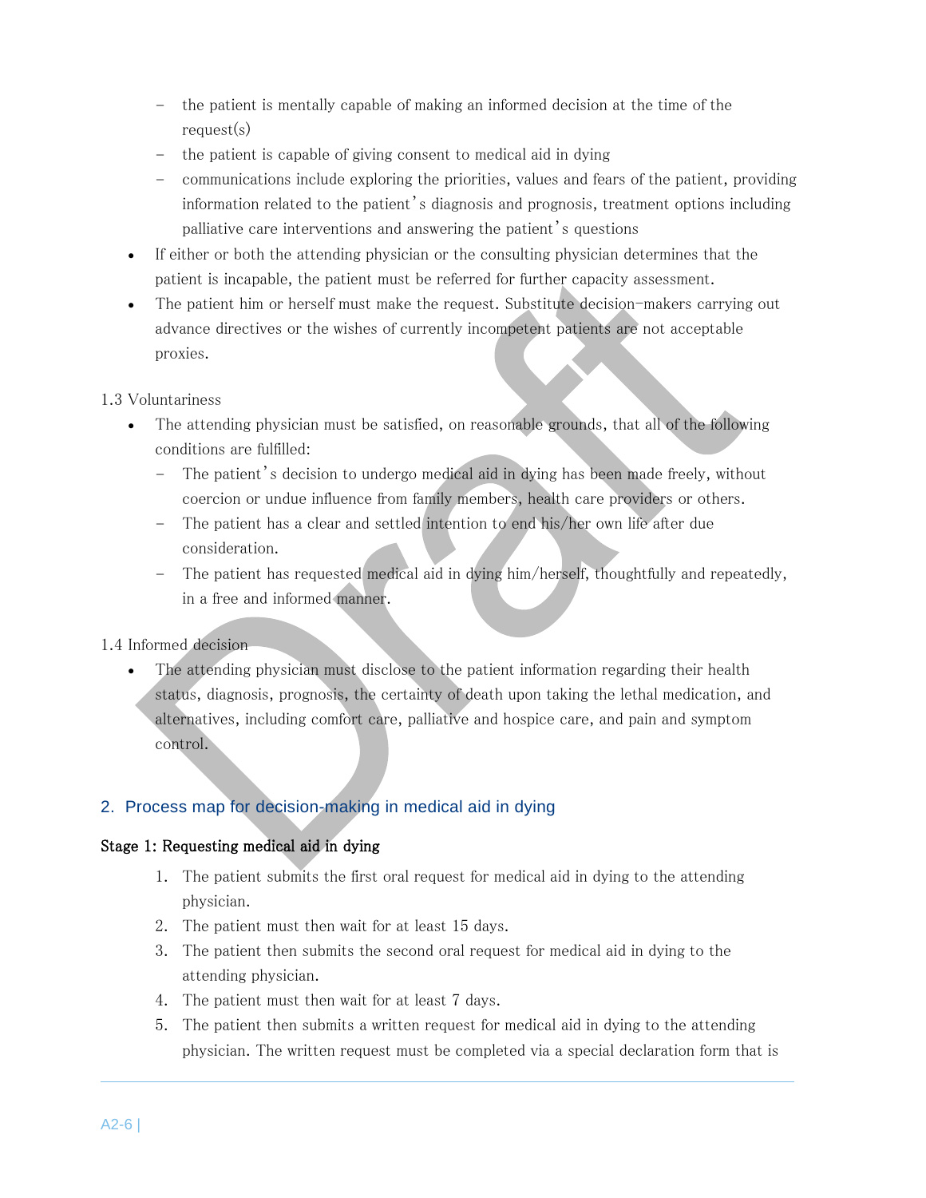- the patient is mentally capable of making an informed decision at the time of the request(s)
    - the patient is capable of giving consent to medical aid in dying
    - communications include exploring the priorities, values and fears of the patient, providing information related to the patient's diagnosis and prognosis, treatment options including palliative care interventions and answering the patient's questions
- If either or both the attending physician or the consulting physician determines that the patient is incapable, the patient must be referred for further capacity assessment.
- The patient him or herself must make the request. Substitute decision-makers carrying out advance directives or the wishes of currently incompetent patients are not acceptable proxies.

1.3 Voluntariness

- The attending physician must be satisfied, on reasonable grounds, that all of the following conditions are fulfilled:
    - The patient's decision to undergo medical aid in dying has been made freely, without coercion or undue influence from family members, health care providers or others.
    - The patient has a clear and settled intention to end his/her own life after due consideration.
    - The patient has requested medical aid in dying him/herself, thoughtfully and repeatedly, in a free and informed manner.

1.4 Informed decision

- The attending physician must disclose to the patient information regarding their health status, diagnosis, prognosis, the certainty of death upon taking the lethal medication, and alternatives, including comfort care, palliative and hospice care, and pain and symptom control.

## 2. Process map for decision-making in medical aid in dying

**Stage 1: Requesting medical aid in dying**

1. The patient submits the first oral request for medical aid in dying to the attending physician.
2. The patient must then wait for at least 15 days.
3. The patient then submits the second oral request for medical aid in dying to the attending physician.
4. The patient must then wait for at least 7 days.
5. The patient then submits a written request for medical aid in dying to the attending physician. The written request must be completed via a special declaration form that is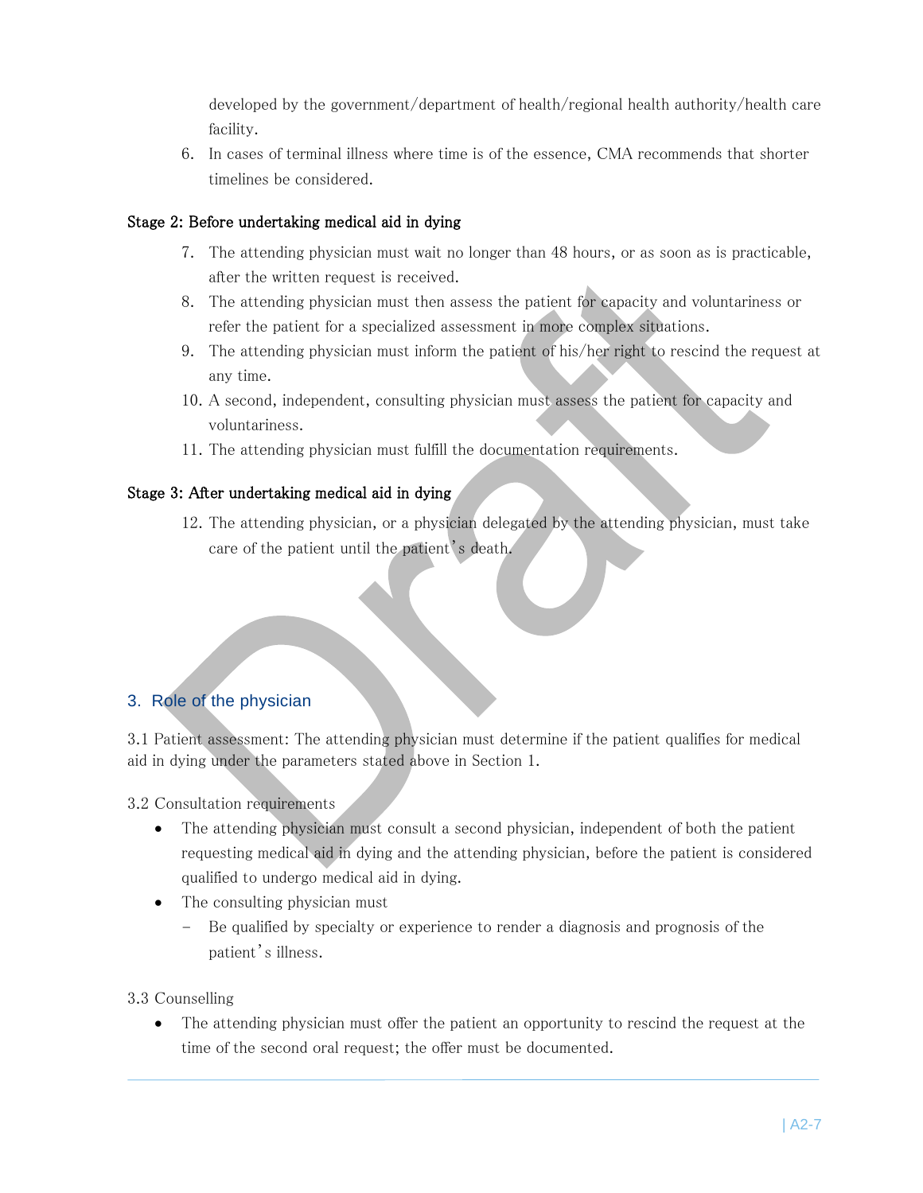developed by the government/department of health/regional health authority/health care facility.

6. In cases of terminal illness where time is of the essence, CMA recommends that shorter timelines be considered.

**Stage 2: Before undertaking medical aid in dying**

7. The attending physician must wait no longer than 48 hours, or as soon as is practicable, after the written request is received.
8. The attending physician must then assess the patient for capacity and voluntariness or refer the patient for a specialized assessment in more complex situations.
9. The attending physician must inform the patient of his/her right to rescind the request at any time.
10. A second, independent, consulting physician must assess the patient for capacity and voluntariness.
11. The attending physician must fulfill the documentation requirements.

**Stage 3: After undertaking medical aid in dying**

12. The attending physician, or a physician delegated by the attending physician, must take care of the patient until the patient's death.

## 3. Role of the physician

3.1 Patient assessment: The attending physician must determine if the patient qualifies for medical aid in dying under the parameters stated above in Section 1.

3.2 Consultation requirements

- The attending physician must consult a second physician, independent of both the patient requesting medical aid in dying and the attending physician, before the patient is considered qualified to undergo medical aid in dying.
- The consulting physician must
  - Be qualified by specialty or experience to render a diagnosis and prognosis of the patient's illness.

3.3 Counselling

- The attending physician must offer the patient an opportunity to rescind the request at the time of the second oral request; the offer must be documented.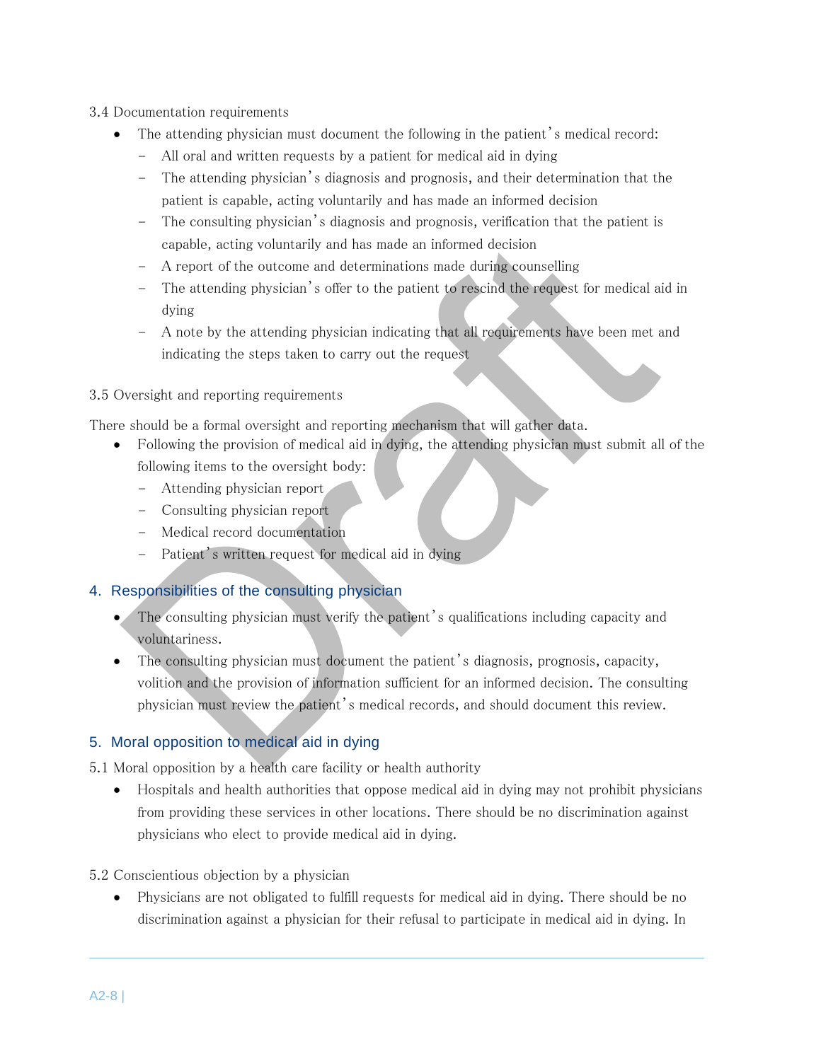3.4 Documentation requirements

- The attending physician must document the following in the patient's medical record:
  - All oral and written requests by a patient for medical aid in dying
  - The attending physician's diagnosis and prognosis, and their determination that the patient is capable, acting voluntarily and has made an informed decision
  - The consulting physician's diagnosis and prognosis, verification that the patient is capable, acting voluntarily and has made an informed decision
  - A report of the outcome and determinations made during counselling
  - The attending physician's offer to the patient to rescind the request for medical aid in dying
  - A note by the attending physician indicating that all requirements have been met and indicating the steps taken to carry out the request

3.5 Oversight and reporting requirements

There should be a formal oversight and reporting mechanism that will gather data.

- Following the provision of medical aid in dying, the attending physician must submit all of the following items to the oversight body:
  - Attending physician report
  - Consulting physician report
  - Medical record documentation
  - Patient's written request for medical aid in dying

## 4. Responsibilities of the consulting physician

- The consulting physician must verify the patient's qualifications including capacity and voluntariness.
- The consulting physician must document the patient's diagnosis, prognosis, capacity, volition and the provision of information sufficient for an informed decision. The consulting physician must review the patient's medical records, and should document this review.

## 5. Moral opposition to medical aid in dying

5.1 Moral opposition by a health care facility or health authority

- Hospitals and health authorities that oppose medical aid in dying may not prohibit physicians from providing these services in other locations. There should be no discrimination against physicians who elect to provide medical aid in dying.

5.2 Conscientious objection by a physician

- Physicians are not obligated to fulfill requests for medical aid in dying. There should be no discrimination against a physician for their refusal to participate in medical aid in dying. In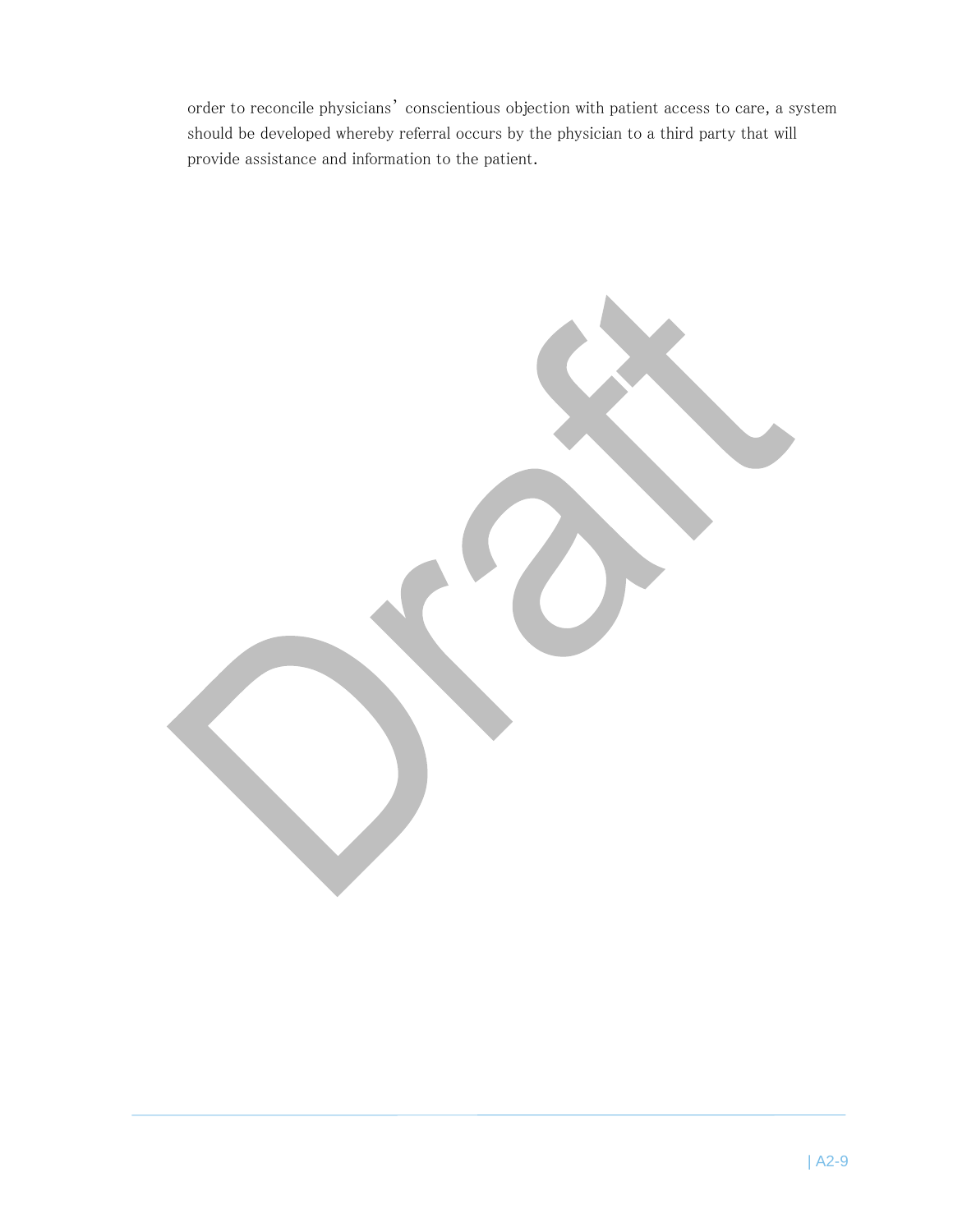order to reconcile physicians' conscientious objection with patient access to care, a system should be developed whereby referral occurs by the physician to a third party that will provide assistance and information to the patient.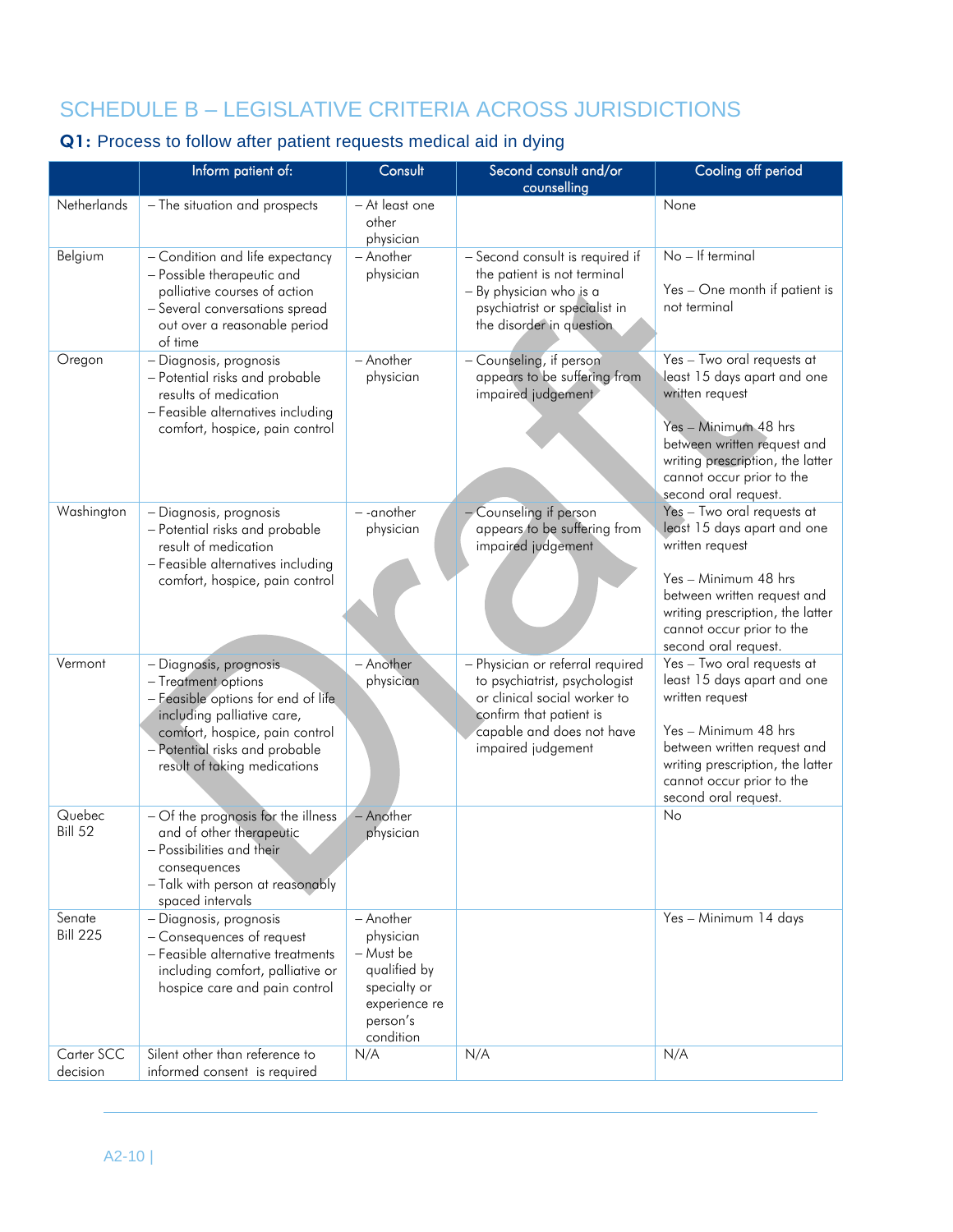# SCHEDULE B – LEGISLATIVE CRITERIA ACROSS JURISDICTIONS

## Q1: Process to follow after patient requests medical aid in dying

| | Inform patient of: | Consult | Second consult and/or counselling | Cooling off period |
|---|---|---|---|---|
| Netherlands | – The situation and prospects | – At least one other physician | | None |
| Belgium | – Condition and life expectancy<br>– Possible therapeutic and palliative courses of action<br>– Several conversations spread out over a reasonable period of time | – Another physician | – Second consult is required if the patient is not terminal<br>– By physician who is a psychiatrist or specialist in the disorder in question | No – If terminal<br><br>Yes – One month if patient is not terminal |
| Oregon | – Diagnosis, prognosis<br>– Potential risks and probable results of medication<br>– Feasible alternatives including comfort, hospice, pain control | – Another physician | – Counseling, if person appears to be suffering from impaired judgement | Yes – Two oral requests at least 15 days apart and one written request<br><br>Yes – Minimum 48 hrs between written request and writing prescription, the latter cannot occur prior to the second oral request. |
| Washington | – Diagnosis, prognosis<br>– Potential risks and probable result of medication<br>– Feasible alternatives including comfort, hospice, pain control | – -another physician | – Counseling if person appears to be suffering from impaired judgement | Yes – Two oral requests at least 15 days apart and one written request<br><br>Yes – Minimum 48 hrs between written request and writing prescription, the latter cannot occur prior to the second oral request. |
| Vermont | – Diagnosis, prognosis<br>– Treatment options<br>– Feasible options for end of life including palliative care, comfort, hospice, pain control<br>– Potential risks and probable result of taking medications | – Another physician | – Physician or referral required to psychiatrist, psychologist or clinical social worker to confirm that patient is capable and does not have impaired judgement | Yes – Two oral requests at least 15 days apart and one written request<br><br>Yes – Minimum 48 hrs between written request and writing prescription, the latter cannot occur prior to the second oral request. |
| Quebec Bill 52 | – Of the prognosis for the illness and of other therapeutic<br>– Possibilities and their consequences<br>– Talk with person at reasonably spaced intervals | – Another physician | | No |
| Senate Bill 225 | – Diagnosis, prognosis<br>– Consequences of request<br>– Feasible alternative treatments including comfort, palliative or hospice care and pain control | – Another physician<br>– Must be qualified by specialty or experience re person's condition | | Yes – Minimum 14 days |
| Carter SCC decision | Silent other than reference to informed consent is required | N/A | N/A | N/A |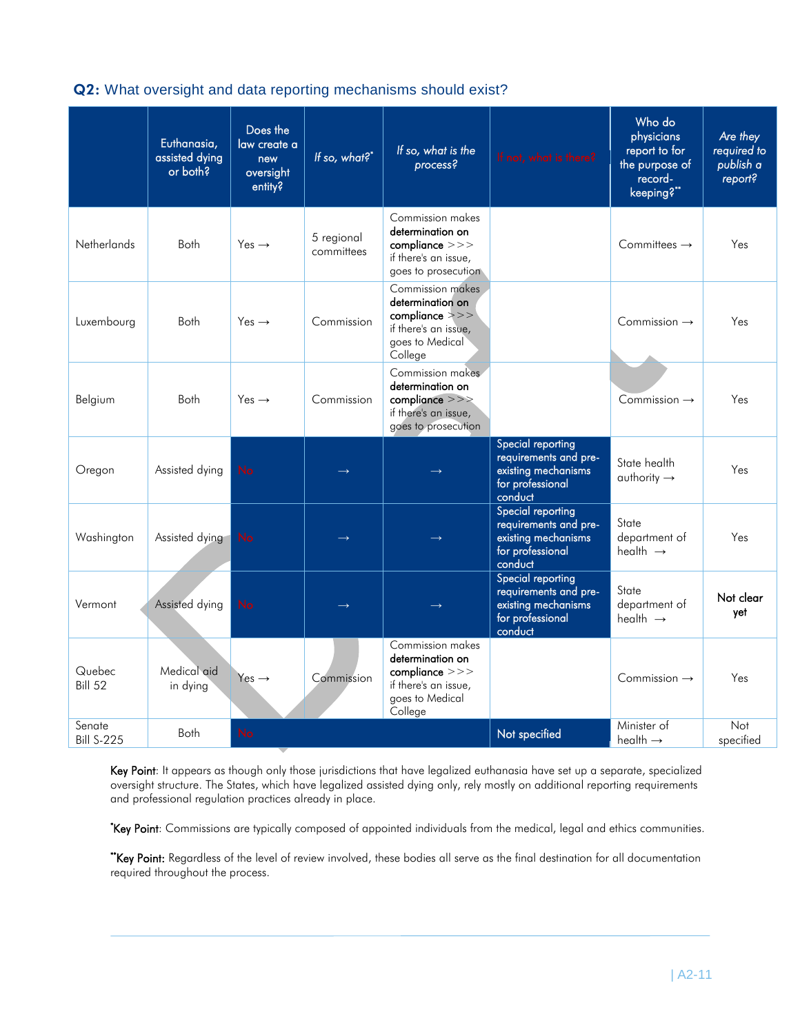## Q2: What oversight and data reporting mechanisms should exist?

| | Euthanasia, assisted dying or both? | Does the law create a new oversight entity? | *If so, what?\** | *If so, what is the process?* | If not, what is there? | Who do physicians report to for the purpose of record-keeping?\*\* | *Are they required to publish a report?* |
|---|---|---|---|---|---|---|---|
| Netherlands | Both | Yes → | 5 regional committees | Commission makes **determination on compliance** >>> if there's an issue, goes to prosecution | | Committees → | Yes |
| Luxembourg | Both | Yes → | Commission | Commission makes **determination on compliance** >>> if there's an issue, goes to Medical College | | Commission → | Yes |
| Belgium | Both | Yes → | Commission | Commission makes **determination on compliance** >>> if there's an issue, goes to prosecution | | Commission → | Yes |
| Oregon | Assisted dying | No | → | → | Special reporting requirements and pre-existing mechanisms for professional conduct | State health authority → | Yes |
| Washington | Assisted dying | No | → | → | Special reporting requirements and pre-existing mechanisms for professional conduct | State department of health → | Yes |
| Vermont | Assisted dying | No | → | → | Special reporting requirements and pre-existing mechanisms for professional conduct | State department of health → | **Not clear yet** |
| Quebec Bill 52 | Medical aid in dying | Yes → | Commission | Commission makes **determination on compliance** >>> if there's an issue, goes to Medical College | | Commission → | Yes |
| Senate Bill S-225 | Both | No | | | Not specified | Minister of health → | Not specified |

**Key Point**: It appears as though only those jurisdictions that have legalized euthanasia have set up a separate, specialized oversight structure. The States, which have legalized assisted dying only, rely mostly on additional reporting requirements and professional regulation practices already in place.

\***Key Point**: Commissions are typically composed of appointed individuals from the medical, legal and ethics communities.

\*\***Key Point:** Regardless of the level of review involved, these bodies all serve as the final destination for all documentation required throughout the process.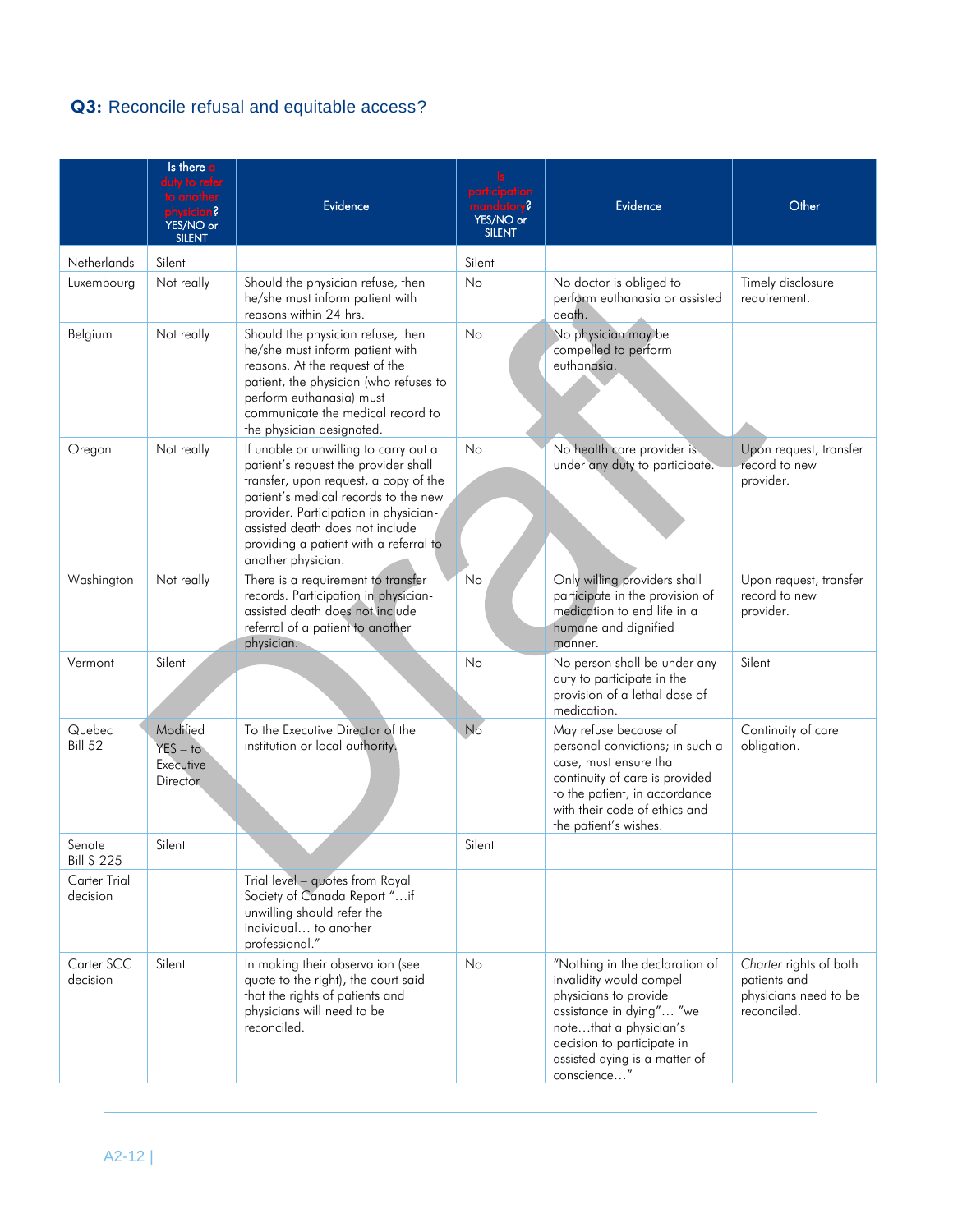## **Q3:** Reconcile refusal and equitable access?

| | Is there a duty to refer to another physician? YES/NO or SILENT | Evidence | Is participation mandatory? YES/NO or SILENT | Evidence | Other |
|---|---|---|---|---|---|
| Netherlands | Silent | | Silent | | |
| Luxembourg | Not really | Should the physician refuse, then he/she must inform patient with reasons within 24 hrs. | No | No doctor is obliged to perform euthanasia or assisted death. | Timely disclosure requirement. |
| Belgium | Not really | Should the physician refuse, then he/she must inform patient with reasons. At the request of the patient, the physician (who refuses to perform euthanasia) must communicate the medical record to the physician designated. | No | No physician may be compelled to perform euthanasia. | |
| Oregon | Not really | If unable or unwilling to carry out a patient's request the provider shall transfer, upon request, a copy of the patient's medical records to the new provider. Participation in physician-assisted death does not include providing a patient with a referral to another physician. | No | No health care provider is under any duty to participate. | Upon request, transfer record to new provider. |
| Washington | Not really | There is a requirement to transfer records. Participation in physician-assisted death does not include referral of a patient to another physician. | No | Only willing providers shall participate in the provision of medication to end life in a humane and dignified manner. | Upon request, transfer record to new provider. |
| Vermont | Silent | | No | No person shall be under any duty to participate in the provision of a lethal dose of medication. | Silent |
| Quebec Bill 52 | Modified YES – to Executive Director | To the Executive Director of the institution or local authority. | No | May refuse because of personal convictions; in such a case, must ensure that continuity of care is provided to the patient, in accordance with their code of ethics and the patient's wishes. | Continuity of care obligation. |
| Senate Bill S-225 | Silent | | Silent | | |
| Carter Trial decision | | Trial level – quotes from Royal Society of Canada Report "…if unwilling should refer the individual… to another professional." | | | |
| Carter SCC decision | Silent | In making their observation (see quote to the right), the court said that the rights of patients and physicians will need to be reconciled. | No | "Nothing in the declaration of invalidity would compel physicians to provide assistance in dying"… "we note…that a physician's decision to participate in assisted dying is a matter of conscience…" | *Charter* rights of both patients and physicians need to be reconciled. |